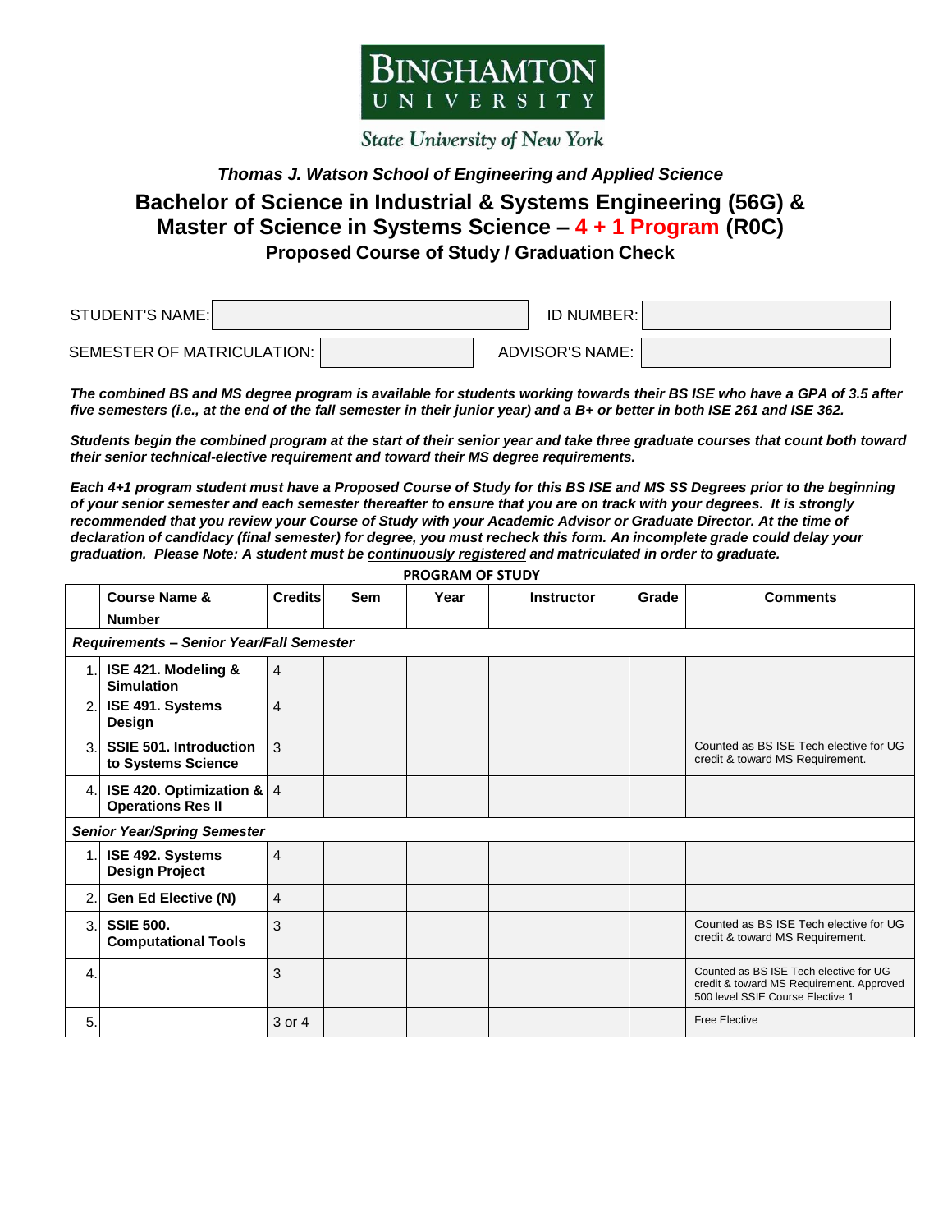BINGHAMTON UNIVERSITY

State University of New York

*Thomas J. Watson School of Engineering and Applied Science*

# Bachelor of Science in Industrial & Systems Engineering (56G) & Master of Science in Systems Science – 4 + 1 Program (R0C)

## Proposed Course of Study / Graduation Check

| STUDENT'S NAME: | | ID NUMBER: | |
|---|---|---|---|
| SEMESTER OF MATRICULATION: | | ADVISOR'S NAME: | |

***The combined BS and MS degree program is available for students working towards their BS ISE who have a GPA of 3.5 after five semesters (i.e., at the end of the fall semester in their junior year) and a B+ or better in both ISE 261 and ISE 362.***

***Students begin the combined program at the start of their senior year and take three graduate courses that count both toward their senior technical-elective requirement and toward their MS degree requirements.***

***Each 4+1 program student must have a Proposed Course of Study for this BS ISE and MS SS Degrees prior to the beginning of your senior semester and each semester thereafter to ensure that you are on track with your degrees. It is strongly recommended that you review your Course of Study with your Academic Advisor or Graduate Director. At the time of declaration of candidacy (final semester) for degree, you must recheck this form. An incomplete grade could delay your graduation. Please Note: A student must be continuously registered and matriculated in order to graduate.***

**PROGRAM OF STUDY**

| | Course Name & Number | Credits | Sem | Year | Instructor | Grade | Comments |
|---|---|---|---|---|---|---|---|
| ***Requirements – Senior Year/Fall Semester*** | | | | | | | |
| 1. | **ISE 421. Modeling & Simulation** | 4 | | | | | |
| 2. | **ISE 491. Systems Design** | 4 | | | | | |
| 3. | **SSIE 501. Introduction to Systems Science** | 3 | | | | | Counted as BS ISE Tech elective for UG credit & toward MS Requirement. |
| 4. | **ISE 420. Optimization & Operations Res II** | 4 | | | | | |
| ***Senior Year/Spring Semester*** | | | | | | | |
| 1. | **ISE 492. Systems Design Project** | 4 | | | | | |
| 2. | **Gen Ed Elective (N)** | 4 | | | | | |
| 3. | **SSIE 500. Computational Tools** | 3 | | | | | Counted as BS ISE Tech elective for UG credit & toward MS Requirement. |
| 4. | | 3 | | | | | Counted as BS ISE Tech elective for UG credit & toward MS Requirement. Approved 500 level SSIE Course Elective 1 |
| 5. | | 3 or 4 | | | | | Free Elective |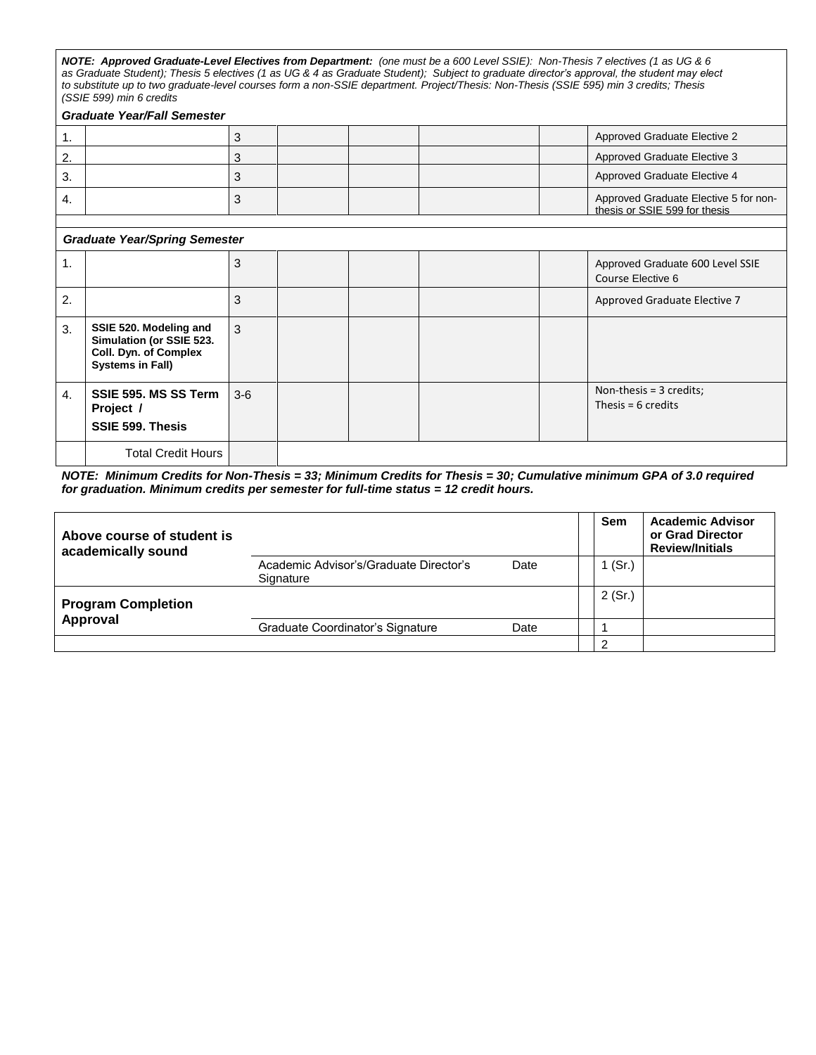***NOTE: Approved Graduate-Level Electives from Department:** (one must be a 600 Level SSIE): Non-Thesis 7 electives (1 as UG & 6 as Graduate Student); Thesis 5 electives (1 as UG & 4 as Graduate Student); Subject to graduate director's approval, the student may elect to substitute up to two graduate-level courses form a non-SSIE department. Project/Thesis: Non-Thesis (SSIE 595) min 3 credits; Thesis (SSIE 599) min 6 credits*

***Graduate Year/Fall Semester***

| | | | | | | | |
|---|---|---|---|---|---|---|---|
| 1. | | 3 | | | | | Approved Graduate Elective 2 |
| 2. | | 3 | | | | | Approved Graduate Elective 3 |
| 3. | | 3 | | | | | Approved Graduate Elective 4 |
| 4. | | 3 | | | | | Approved Graduate Elective 5 for non-thesis or SSIE 599 for thesis |

***Graduate Year/Spring Semester***

| | | | | | | | |
|---|---|---|---|---|---|---|---|
| 1. | | 3 | | | | | Approved Graduate 600 Level SSIE Course Elective 6 |
| 2. | | 3 | | | | | Approved Graduate Elective 7 |
| 3. | **SSIE 520. Modeling and Simulation (or SSIE 523. Coll. Dyn. of Complex Systems in Fall)** | 3 | | | | | |
| 4. | **SSIE 595. MS SS Term Project / SSIE 599. Thesis** | 3-6 | | | | | Non-thesis = 3 credits; Thesis = 6 credits |
| | Total Credit Hours | | | | | | |

***NOTE: Minimum Credits for Non-Thesis = 33; Minimum Credits for Thesis = 30; Cumulative minimum GPA of 3.0 required for graduation. Minimum credits per semester for full-time status = 12 credit hours.***

| | | | | **Sem** | **Academic Advisor or Grad Director Review/Initials** |
|---|---|---|---|---|---|
| **Above course of student is academically sound** | | | | | |
| | Academic Advisor's/Graduate Director's Signature | Date | | 1 (Sr.) | |
| **Program Completion Approval** | | | | 2 (Sr.) | |
| | Graduate Coordinator's Signature | Date | | 1 | |
| | | | | 2 | |